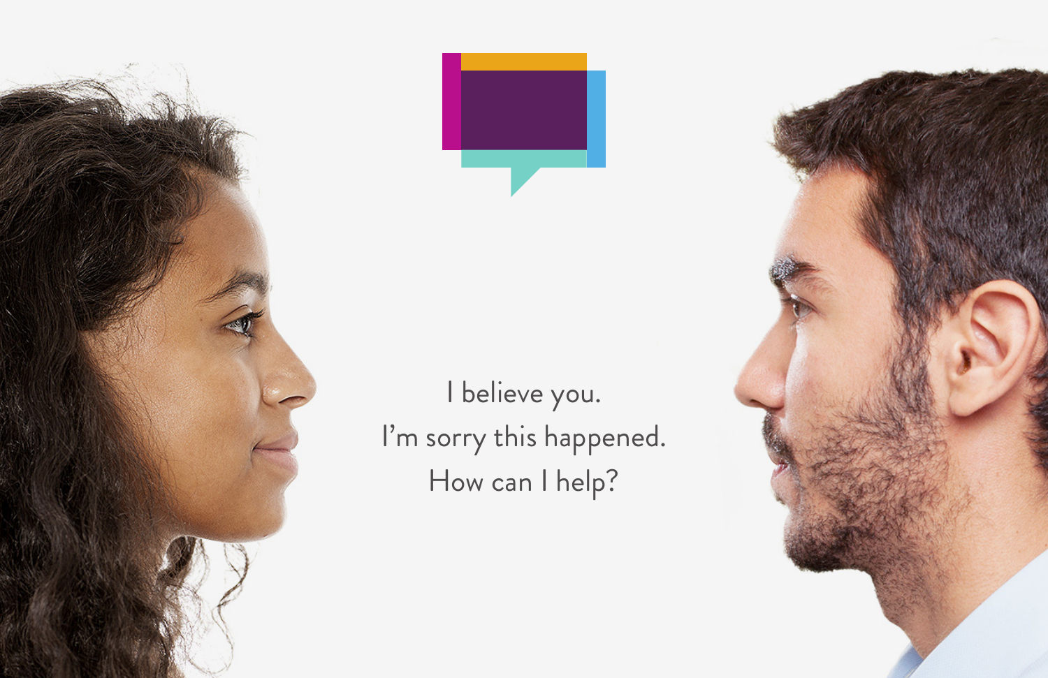I believe you.
I'm sorry this happened.
How can I help?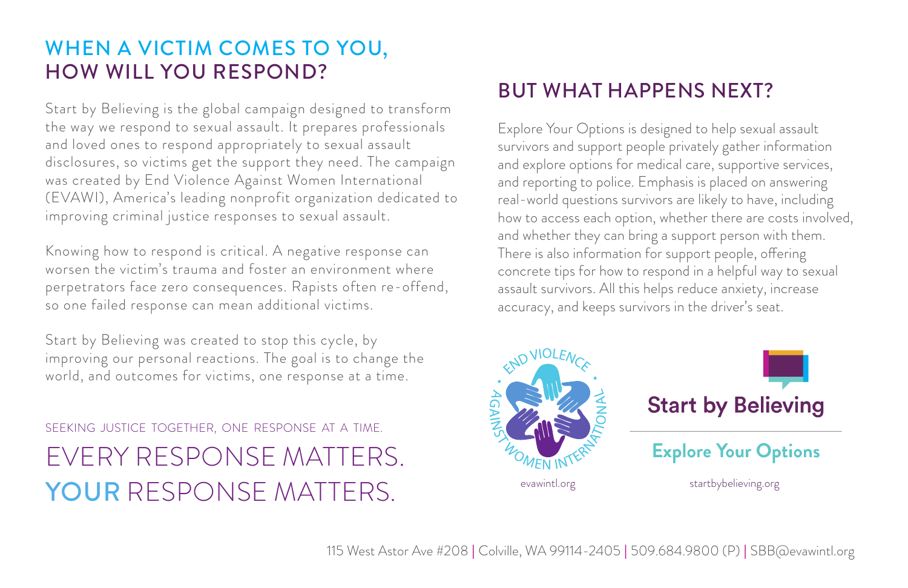# WHEN A VICTIM COMES TO YOU, HOW WILL YOU RESPOND?

Start by Believing is the global campaign designed to transform the way we respond to sexual assault. It prepares professionals and loved ones to respond appropriately to sexual assault disclosures, so victims get the support they need. The campaign was created by End Violence Against Women International (EVAWI), America's leading nonprofit organization dedicated to improving criminal justice responses to sexual assault.

Knowing how to respond is critical. A negative response can worsen the victim's trauma and foster an environment where perpetrators face zero consequences. Rapists often re-offend, so one failed response can mean additional victims.

Start by Believing was created to stop this cycle, by improving our personal reactions. The goal is to change the world, and outcomes for victims, one response at a time.

SEEKING JUSTICE TOGETHER, ONE RESPONSE AT A TIME.

EVERY RESPONSE MATTERS.
**YOUR** RESPONSE MATTERS.

## BUT WHAT HAPPENS NEXT?

Explore Your Options is designed to help sexual assault survivors and support people privately gather information and explore options for medical care, supportive services, and reporting to police. Emphasis is placed on answering real-world questions survivors are likely to have, including how to access each option, whether there are costs involved, and whether they can bring a support person with them. There is also information for support people, offering concrete tips for how to respond in a helpful way to sexual assault survivors. All this helps reduce anxiety, increase accuracy, and keeps survivors in the driver's seat.

END VIOLENCE AGAINST WOMEN INTERNATIONAL

evawintl.org

**Start by Believing**

**Explore Your Options**

startbybelieving.org

115 West Astor Ave #208 | Colville, WA 99114-2405 | 509.684.9800 (P) | SBB@evawintl.org